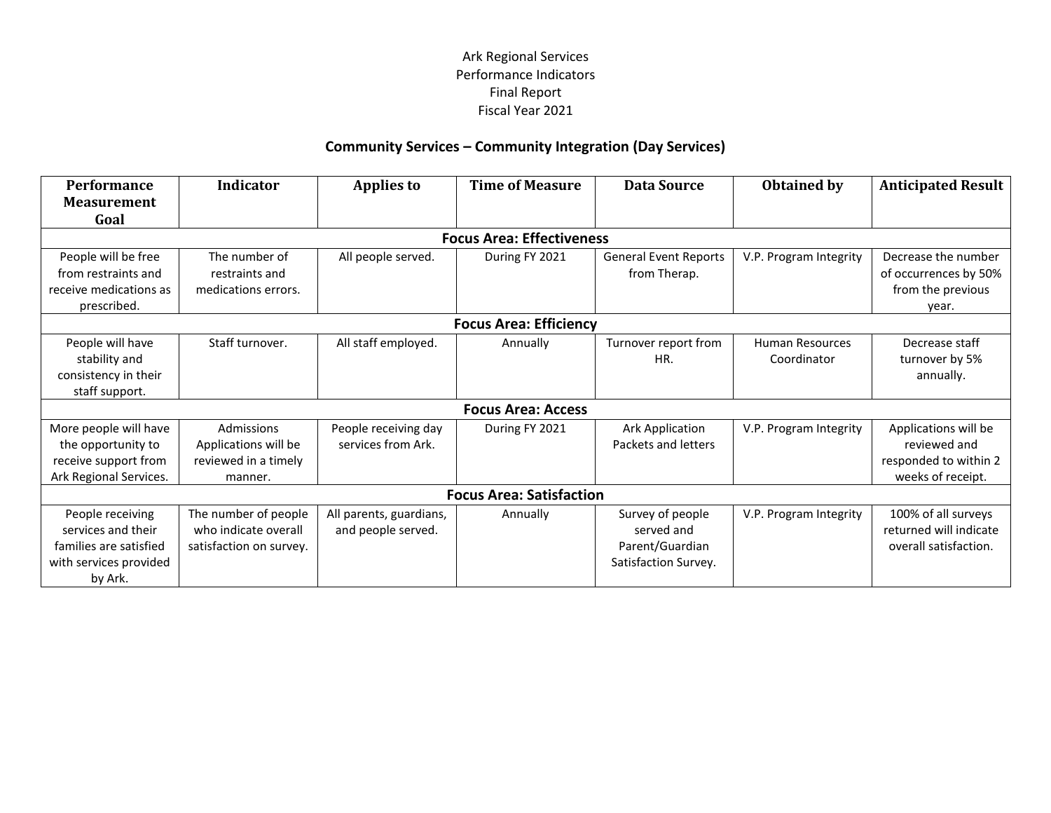# Ark Regional Services
# Performance Indicators
# Final Report
# Fiscal Year 2021

## Community Services – Community Integration (Day Services)

| Performance Measurement Goal | Indicator | Applies to | Time of Measure | Data Source | Obtained by | Anticipated Result |
|---|---|---|---|---|---|---|
| **Focus Area: Effectiveness** | | | | | | |
| People will be free from restraints and receive medications as prescribed. | The number of restraints and medications errors. | All people served. | During FY 2021 | General Event Reports from Therap. | V.P. Program Integrity | Decrease the number of occurrences by 50% from the previous year. |
| **Focus Area: Efficiency** | | | | | | |
| People will have stability and consistency in their staff support. | Staff turnover. | All staff employed. | Annually | Turnover report from HR. | Human Resources Coordinator | Decrease staff turnover by 5% annually. |
| **Focus Area: Access** | | | | | | |
| More people will have the opportunity to receive support from Ark Regional Services. | Admissions Applications will be reviewed in a timely manner. | People receiving day services from Ark. | During FY 2021 | Ark Application Packets and letters | V.P. Program Integrity | Applications will be reviewed and responded to within 2 weeks of receipt. |
| **Focus Area: Satisfaction** | | | | | | |
| People receiving services and their families are satisfied with services provided by Ark. | The number of people who indicate overall satisfaction on survey. | All parents, guardians, and people served. | Annually | Survey of people served and Parent/Guardian Satisfaction Survey. | V.P. Program Integrity | 100% of all surveys returned will indicate overall satisfaction. |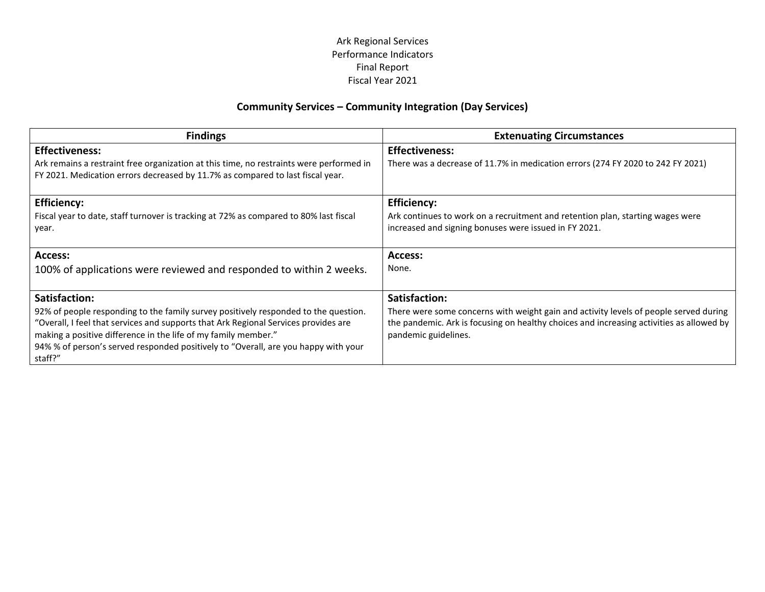Ark Regional Services
Performance Indicators
Final Report
Fiscal Year 2021

## Community Services – Community Integration (Day Services)

| Findings | Extenuating Circumstances |
|---|---|
| **Effectiveness:**<br>Ark remains a restraint free organization at this time, no restraints were performed in FY 2021. Medication errors decreased by 11.7% as compared to last fiscal year. | **Effectiveness:**<br>There was a decrease of 11.7% in medication errors (274 FY 2020 to 242 FY 2021) |
| **Efficiency:**<br>Fiscal year to date, staff turnover is tracking at 72% as compared to 80% last fiscal year. | **Efficiency:**<br>Ark continues to work on a recruitment and retention plan, starting wages were increased and signing bonuses were issued in FY 2021. |
| **Access:**<br>100% of applications were reviewed and responded to within 2 weeks. | **Access:**<br>None. |
| **Satisfaction:**<br>92% of people responding to the family survey positively responded to the question. "Overall, I feel that services and supports that Ark Regional Services provides are making a positive difference in the life of my family member."<br>94% % of person's served responded positively to "Overall, are you happy with your staff?" | **Satisfaction:**<br>There were some concerns with weight gain and activity levels of people served during the pandemic. Ark is focusing on healthy choices and increasing activities as allowed by pandemic guidelines. |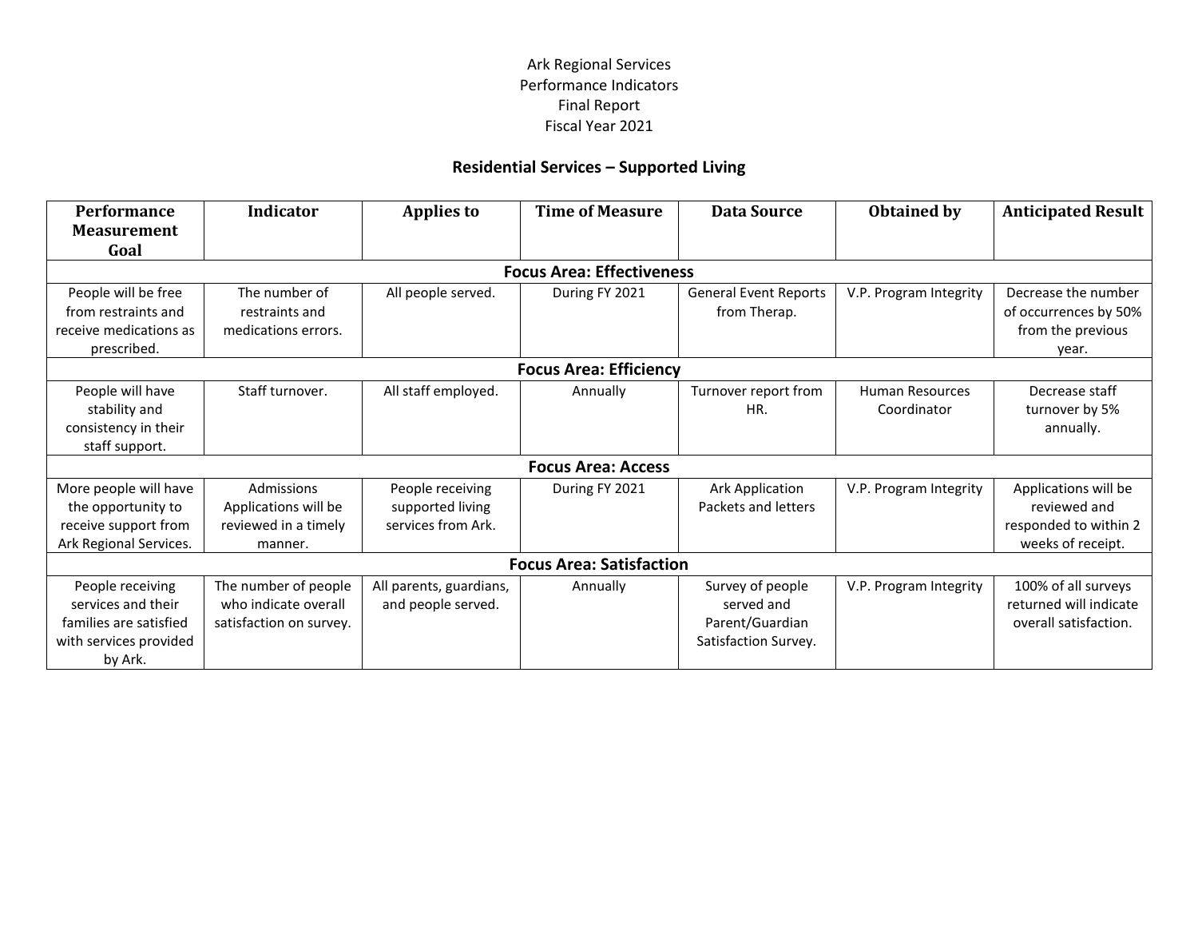Ark Regional Services
Performance Indicators
Final Report
Fiscal Year 2021

## Residential Services – Supported Living

| Performance Measurement Goal | Indicator | Applies to | Time of Measure | Data Source | Obtained by | Anticipated Result |
|---|---|---|---|---|---|---|
| **Focus Area: Effectiveness** | | | | | | |
| People will be free from restraints and receive medications as prescribed. | The number of restraints and medications errors. | All people served. | During FY 2021 | General Event Reports from Therap. | V.P. Program Integrity | Decrease the number of occurrences by 50% from the previous year. |
| **Focus Area: Efficiency** | | | | | | |
| People will have stability and consistency in their staff support. | Staff turnover. | All staff employed. | Annually | Turnover report from HR. | Human Resources Coordinator | Decrease staff turnover by 5% annually. |
| **Focus Area: Access** | | | | | | |
| More people will have the opportunity to receive support from Ark Regional Services. | Admissions Applications will be reviewed in a timely manner. | People receiving supported living services from Ark. | During FY 2021 | Ark Application Packets and letters | V.P. Program Integrity | Applications will be reviewed and responded to within 2 weeks of receipt. |
| **Focus Area: Satisfaction** | | | | | | |
| People receiving services and their families are satisfied with services provided by Ark. | The number of people who indicate overall satisfaction on survey. | All parents, guardians, and people served. | Annually | Survey of people served and Parent/Guardian Satisfaction Survey. | V.P. Program Integrity | 100% of all surveys returned will indicate overall satisfaction. |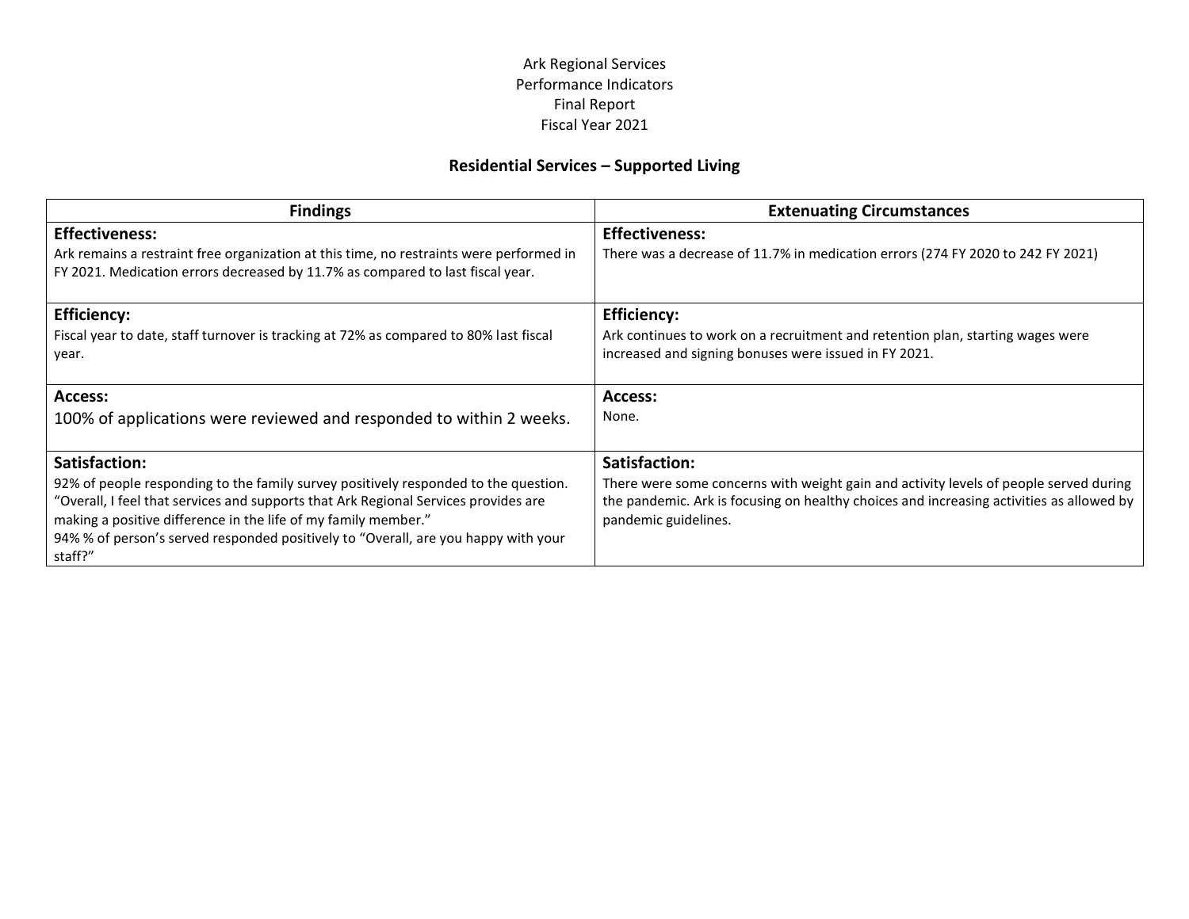Ark Regional Services
Performance Indicators
Final Report
Fiscal Year 2021

## Residential Services – Supported Living

| Findings | Extenuating Circumstances |
|---|---|
| **Effectiveness:** Ark remains a restraint free organization at this time, no restraints were performed in FY 2021. Medication errors decreased by 11.7% as compared to last fiscal year. | **Effectiveness:** There was a decrease of 11.7% in medication errors (274 FY 2020 to 242 FY 2021) |
| **Efficiency:** Fiscal year to date, staff turnover is tracking at 72% as compared to 80% last fiscal year. | **Efficiency:** Ark continues to work on a recruitment and retention plan, starting wages were increased and signing bonuses were issued in FY 2021. |
| **Access:** 100% of applications were reviewed and responded to within 2 weeks. | **Access:** None. |
| **Satisfaction:** 92% of people responding to the family survey positively responded to the question. "Overall, I feel that services and supports that Ark Regional Services provides are making a positive difference in the life of my family member." 94% % of person's served responded positively to "Overall, are you happy with your staff?" | **Satisfaction:** There were some concerns with weight gain and activity levels of people served during the pandemic. Ark is focusing on healthy choices and increasing activities as allowed by pandemic guidelines. |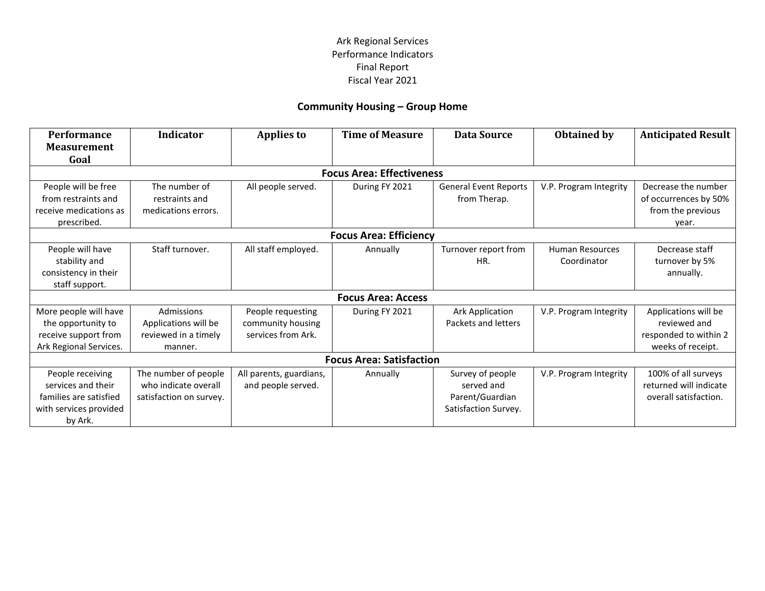Ark Regional Services
Performance Indicators
Final Report
Fiscal Year 2021

## Community Housing – Group Home

| Performance Measurement Goal | Indicator | Applies to | Time of Measure | Data Source | Obtained by | Anticipated Result |
|---|---|---|---|---|---|---|
| **Focus Area: Effectiveness** | | | | | | |
| People will be free from restraints and receive medications as prescribed. | The number of restraints and medications errors. | All people served. | During FY 2021 | General Event Reports from Therap. | V.P. Program Integrity | Decrease the number of occurrences by 50% from the previous year. |
| **Focus Area: Efficiency** | | | | | | |
| People will have stability and consistency in their staff support. | Staff turnover. | All staff employed. | Annually | Turnover report from HR. | Human Resources Coordinator | Decrease staff turnover by 5% annually. |
| **Focus Area: Access** | | | | | | |
| More people will have the opportunity to receive support from Ark Regional Services. | Admissions Applications will be reviewed in a timely manner. | People requesting community housing services from Ark. | During FY 2021 | Ark Application Packets and letters | V.P. Program Integrity | Applications will be reviewed and responded to within 2 weeks of receipt. |
| **Focus Area: Satisfaction** | | | | | | |
| People receiving services and their families are satisfied with services provided by Ark. | The number of people who indicate overall satisfaction on survey. | All parents, guardians, and people served. | Annually | Survey of people served and Parent/Guardian Satisfaction Survey. | V.P. Program Integrity | 100% of all surveys returned will indicate overall satisfaction. |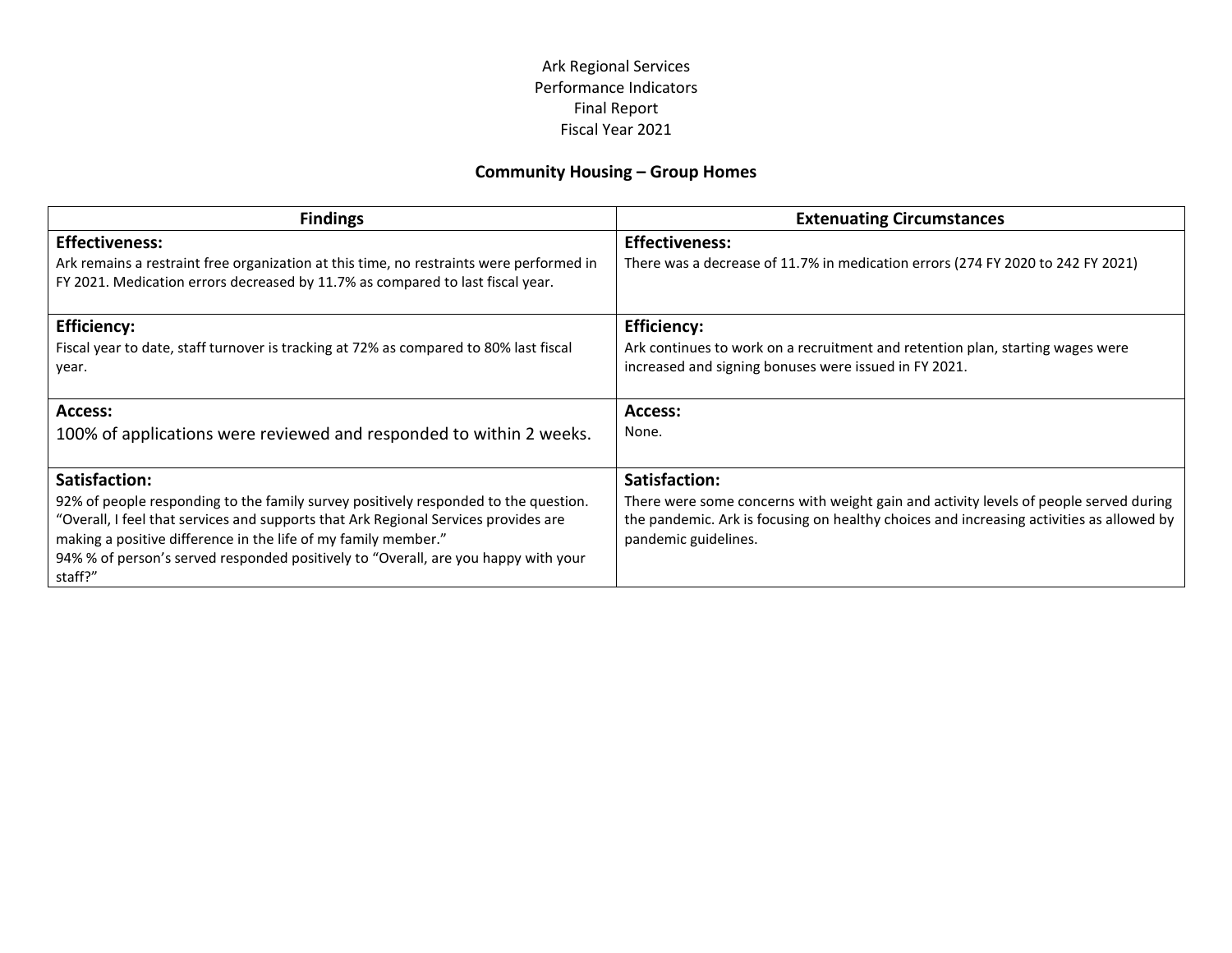Ark Regional Services
Performance Indicators
Final Report
Fiscal Year 2021

## Community Housing – Group Homes

| Findings | Extenuating Circumstances |
|---|---|
| **Effectiveness:** Ark remains a restraint free organization at this time, no restraints were performed in FY 2021. Medication errors decreased by 11.7% as compared to last fiscal year. | **Effectiveness:** There was a decrease of 11.7% in medication errors (274 FY 2020 to 242 FY 2021) |
| **Efficiency:** Fiscal year to date, staff turnover is tracking at 72% as compared to 80% last fiscal year. | **Efficiency:** Ark continues to work on a recruitment and retention plan, starting wages were increased and signing bonuses were issued in FY 2021. |
| **Access:** 100% of applications were reviewed and responded to within 2 weeks. | **Access:** None. |
| **Satisfaction:** 92% of people responding to the family survey positively responded to the question. “Overall, I feel that services and supports that Ark Regional Services provides are making a positive difference in the life of my family member.” 94% % of person’s served responded positively to “Overall, are you happy with your staff?” | **Satisfaction:** There were some concerns with weight gain and activity levels of people served during the pandemic. Ark is focusing on healthy choices and increasing activities as allowed by pandemic guidelines. |